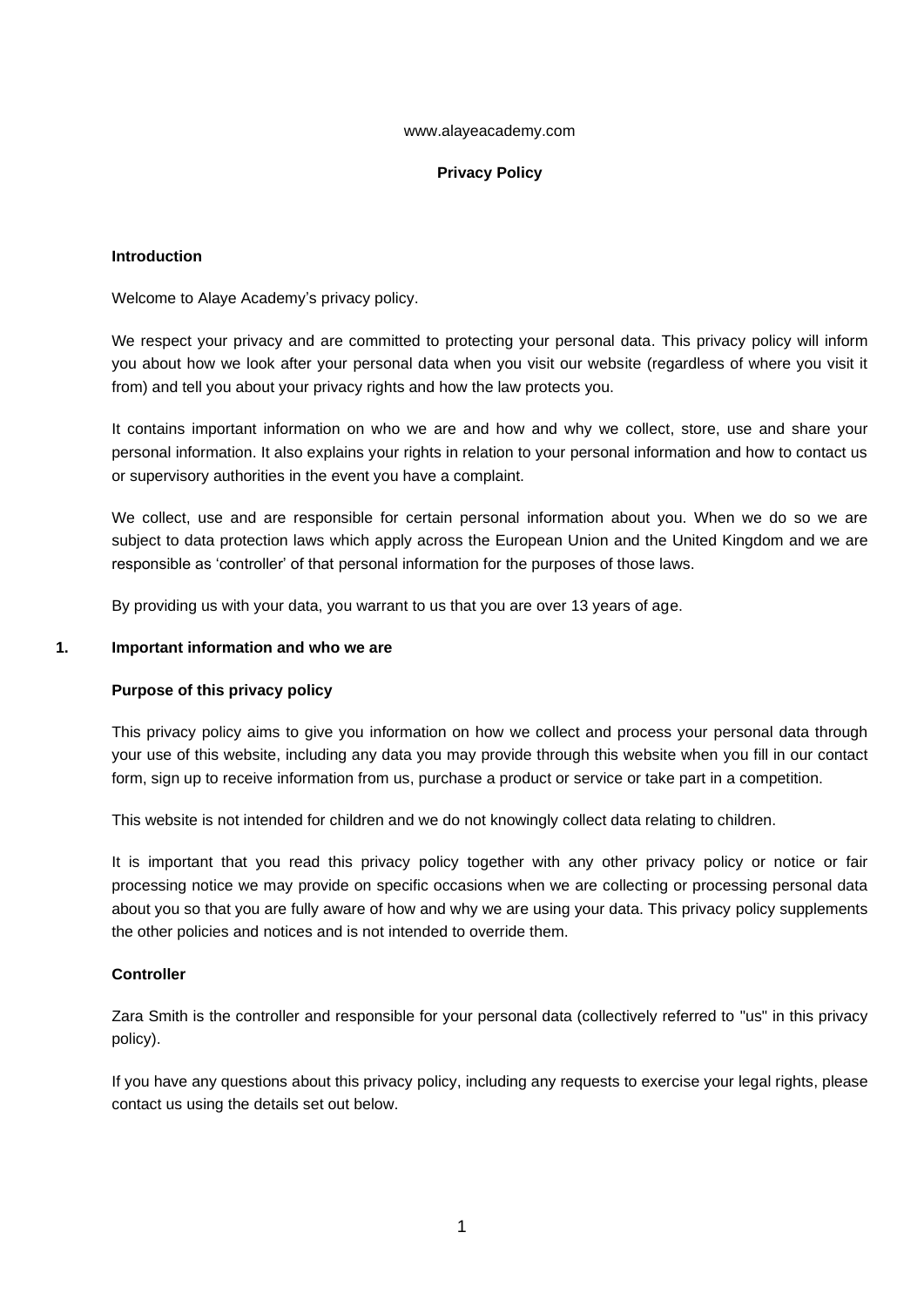www.alayeacademy.com

# Privacy Policy

## Introduction

Welcome to Alaye Academy's privacy policy.

We respect your privacy and are committed to protecting your personal data. This privacy policy will inform you about how we look after your personal data when you visit our website (regardless of where you visit it from) and tell you about your privacy rights and how the law protects you.

It contains important information on who we are and how and why we collect, store, use and share your personal information. It also explains your rights in relation to your personal information and how to contact us or supervisory authorities in the event you have a complaint.

We collect, use and are responsible for certain personal information about you. When we do so we are subject to data protection laws which apply across the European Union and the United Kingdom and we are responsible as 'controller' of that personal information for the purposes of those laws.

By providing us with your data, you warrant to us that you are over 13 years of age.

## 1. Important information and who we are

### Purpose of this privacy policy

This privacy policy aims to give you information on how we collect and process your personal data through your use of this website, including any data you may provide through this website when you fill in our contact form, sign up to receive information from us, purchase a product or service or take part in a competition.

This website is not intended for children and we do not knowingly collect data relating to children.

It is important that you read this privacy policy together with any other privacy policy or notice or fair processing notice we may provide on specific occasions when we are collecting or processing personal data about you so that you are fully aware of how and why we are using your data. This privacy policy supplements the other policies and notices and is not intended to override them.

### Controller

Zara Smith is the controller and responsible for your personal data (collectively referred to "us" in this privacy policy).

If you have any questions about this privacy policy, including any requests to exercise your legal rights, please contact us using the details set out below.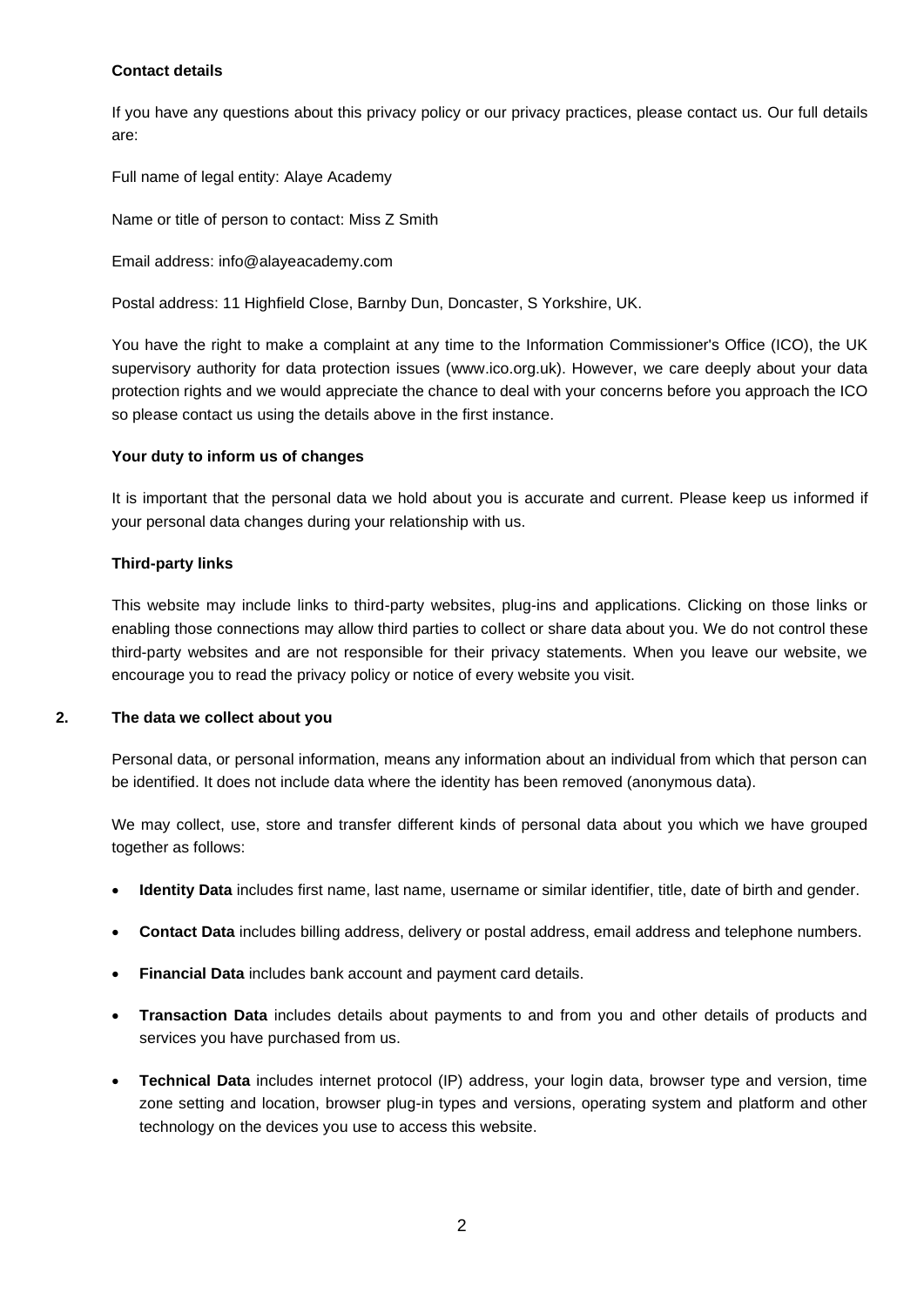**Contact details**

If you have any questions about this privacy policy or our privacy practices, please contact us. Our full details are:

Full name of legal entity: Alaye Academy

Name or title of person to contact: Miss Z Smith

Email address: info@alayeacademy.com

Postal address: 11 Highfield Close, Barnby Dun, Doncaster, S Yorkshire, UK.

You have the right to make a complaint at any time to the Information Commissioner's Office (ICO), the UK supervisory authority for data protection issues (www.ico.org.uk). However, we care deeply about your data protection rights and we would appreciate the chance to deal with your concerns before you approach the ICO so please contact us using the details above in the first instance.

**Your duty to inform us of changes**

It is important that the personal data we hold about you is accurate and current. Please keep us informed if your personal data changes during your relationship with us.

**Third-party links**

This website may include links to third-party websites, plug-ins and applications. Clicking on those links or enabling those connections may allow third parties to collect or share data about you. We do not control these third-party websites and are not responsible for their privacy statements. When you leave our website, we encourage you to read the privacy policy or notice of every website you visit.

## 2. The data we collect about you

Personal data, or personal information, means any information about an individual from which that person can be identified. It does not include data where the identity has been removed (anonymous data).

We may collect, use, store and transfer different kinds of personal data about you which we have grouped together as follows:

- **Identity Data** includes first name, last name, username or similar identifier, title, date of birth and gender.
- **Contact Data** includes billing address, delivery or postal address, email address and telephone numbers.
- **Financial Data** includes bank account and payment card details.
- **Transaction Data** includes details about payments to and from you and other details of products and services you have purchased from us.
- **Technical Data** includes internet protocol (IP) address, your login data, browser type and version, time zone setting and location, browser plug-in types and versions, operating system and platform and other technology on the devices you use to access this website.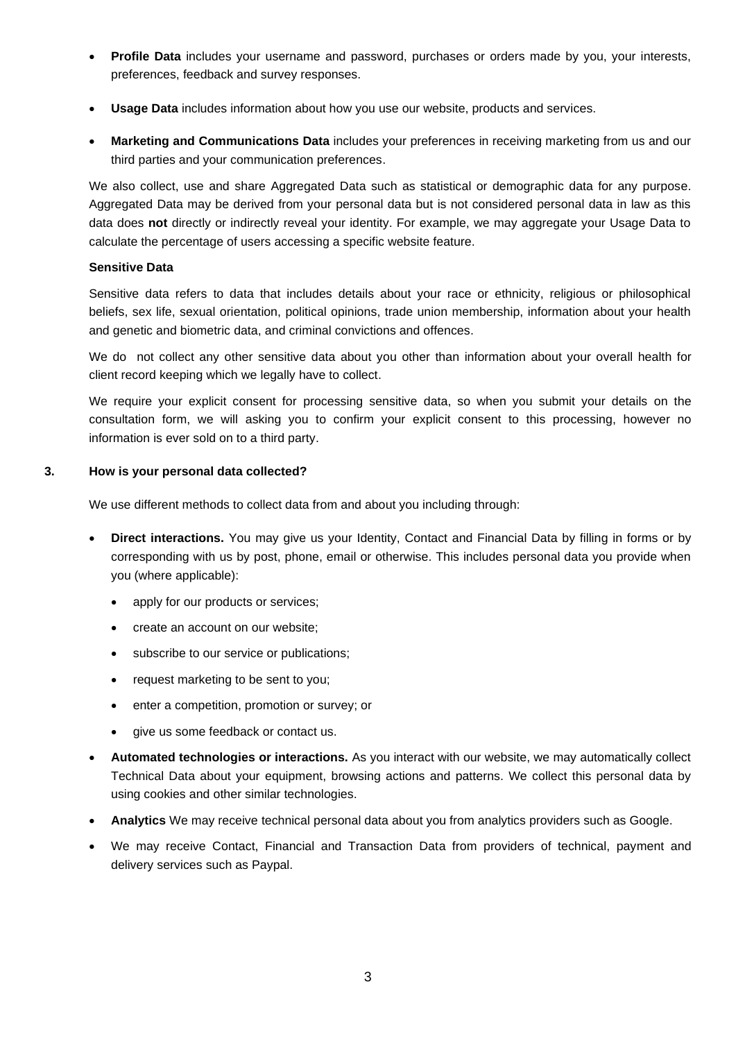- **Profile Data** includes your username and password, purchases or orders made by you, your interests, preferences, feedback and survey responses.
- **Usage Data** includes information about how you use our website, products and services.
- **Marketing and Communications Data** includes your preferences in receiving marketing from us and our third parties and your communication preferences.

We also collect, use and share Aggregated Data such as statistical or demographic data for any purpose. Aggregated Data may be derived from your personal data but is not considered personal data in law as this data does **not** directly or indirectly reveal your identity. For example, we may aggregate your Usage Data to calculate the percentage of users accessing a specific website feature.

**Sensitive Data**

Sensitive data refers to data that includes details about your race or ethnicity, religious or philosophical beliefs, sex life, sexual orientation, political opinions, trade union membership, information about your health and genetic and biometric data, and criminal convictions and offences.

We do not collect any other sensitive data about you other than information about your overall health for client record keeping which we legally have to collect.

We require your explicit consent for processing sensitive data, so when you submit your details on the consultation form, we will asking you to confirm your explicit consent to this processing, however no information is ever sold on to a third party.

### 3. How is your personal data collected?

We use different methods to collect data from and about you including through:

- **Direct interactions.** You may give us your Identity, Contact and Financial Data by filling in forms or by corresponding with us by post, phone, email or otherwise. This includes personal data you provide when you (where applicable):
  - apply for our products or services;
  - create an account on our website;
  - subscribe to our service or publications;
  - request marketing to be sent to you;
  - enter a competition, promotion or survey; or
  - give us some feedback or contact us.
- **Automated technologies or interactions.** As you interact with our website, we may automatically collect Technical Data about your equipment, browsing actions and patterns. We collect this personal data by using cookies and other similar technologies.
- **Analytics** We may receive technical personal data about you from analytics providers such as Google.
- We may receive Contact, Financial and Transaction Data from providers of technical, payment and delivery services such as Paypal.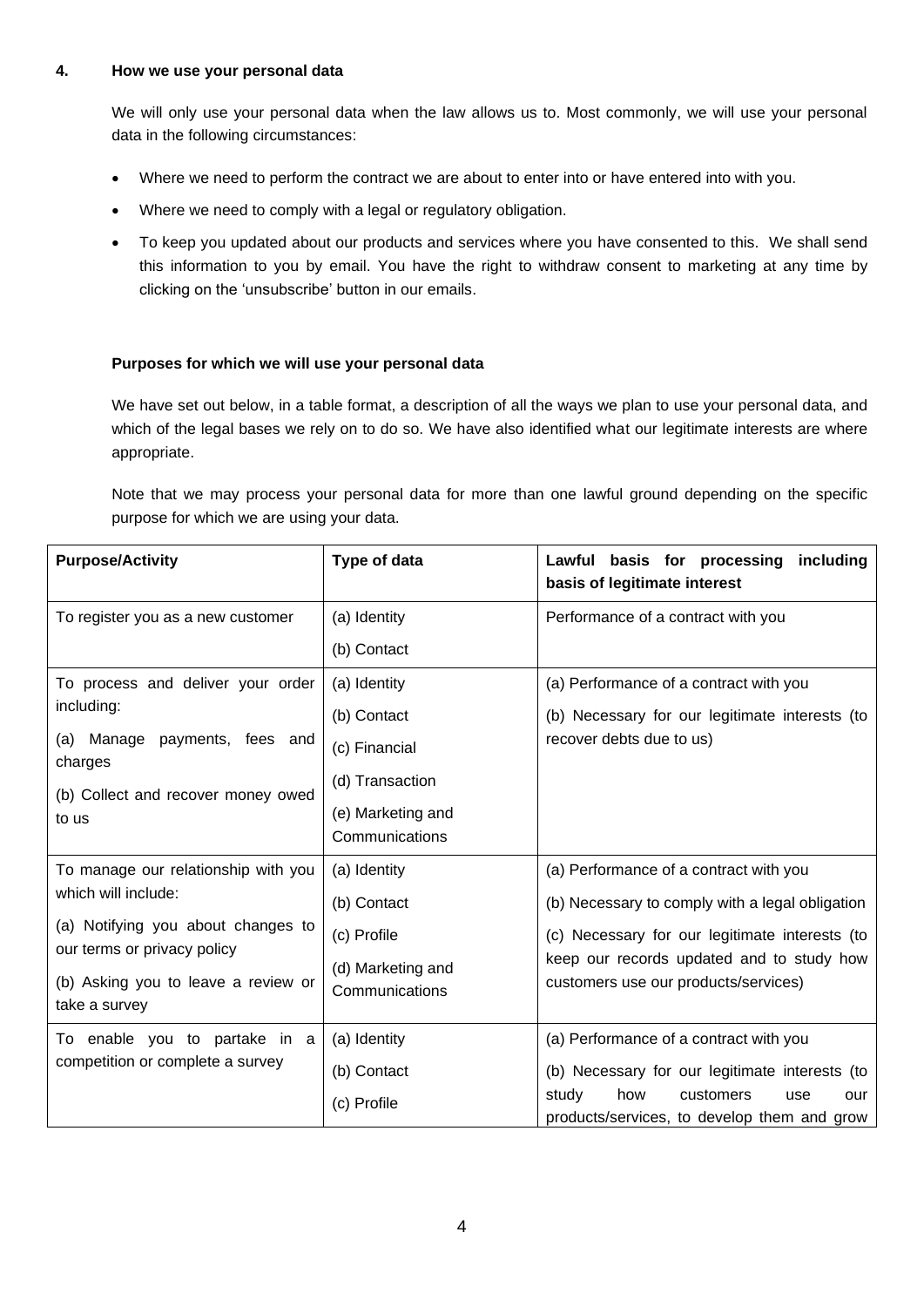## 4. How we use your personal data

We will only use your personal data when the law allows us to. Most commonly, we will use your personal data in the following circumstances:

- Where we need to perform the contract we are about to enter into or have entered into with you.
- Where we need to comply with a legal or regulatory obligation.
- To keep you updated about our products and services where you have consented to this. We shall send this information to you by email. You have the right to withdraw consent to marketing at any time by clicking on the 'unsubscribe' button in our emails.

### Purposes for which we will use your personal data

We have set out below, in a table format, a description of all the ways we plan to use your personal data, and which of the legal bases we rely on to do so. We have also identified what our legitimate interests are where appropriate.

Note that we may process your personal data for more than one lawful ground depending on the specific purpose for which we are using your data.

| Purpose/Activity | Type of data | Lawful basis for processing including basis of legitimate interest |
|---|---|---|
| To register you as a new customer | (a) Identity<br>(b) Contact | Performance of a contract with you |
| To process and deliver your order including:<br>(a) Manage payments, fees and charges<br>(b) Collect and recover money owed to us | (a) Identity<br>(b) Contact<br>(c) Financial<br>(d) Transaction<br>(e) Marketing and Communications | (a) Performance of a contract with you<br>(b) Necessary for our legitimate interests (to recover debts due to us) |
| To manage our relationship with you which will include:<br>(a) Notifying you about changes to our terms or privacy policy<br>(b) Asking you to leave a review or take a survey | (a) Identity<br>(b) Contact<br>(c) Profile<br>(d) Marketing and Communications | (a) Performance of a contract with you<br>(b) Necessary to comply with a legal obligation<br>(c) Necessary for our legitimate interests (to keep our records updated and to study how customers use our products/services) |
| To enable you to partake in a competition or complete a survey | (a) Identity<br>(b) Contact<br>(c) Profile | (a) Performance of a contract with you<br>(b) Necessary for our legitimate interests (to study how customers use our products/services, to develop them and grow |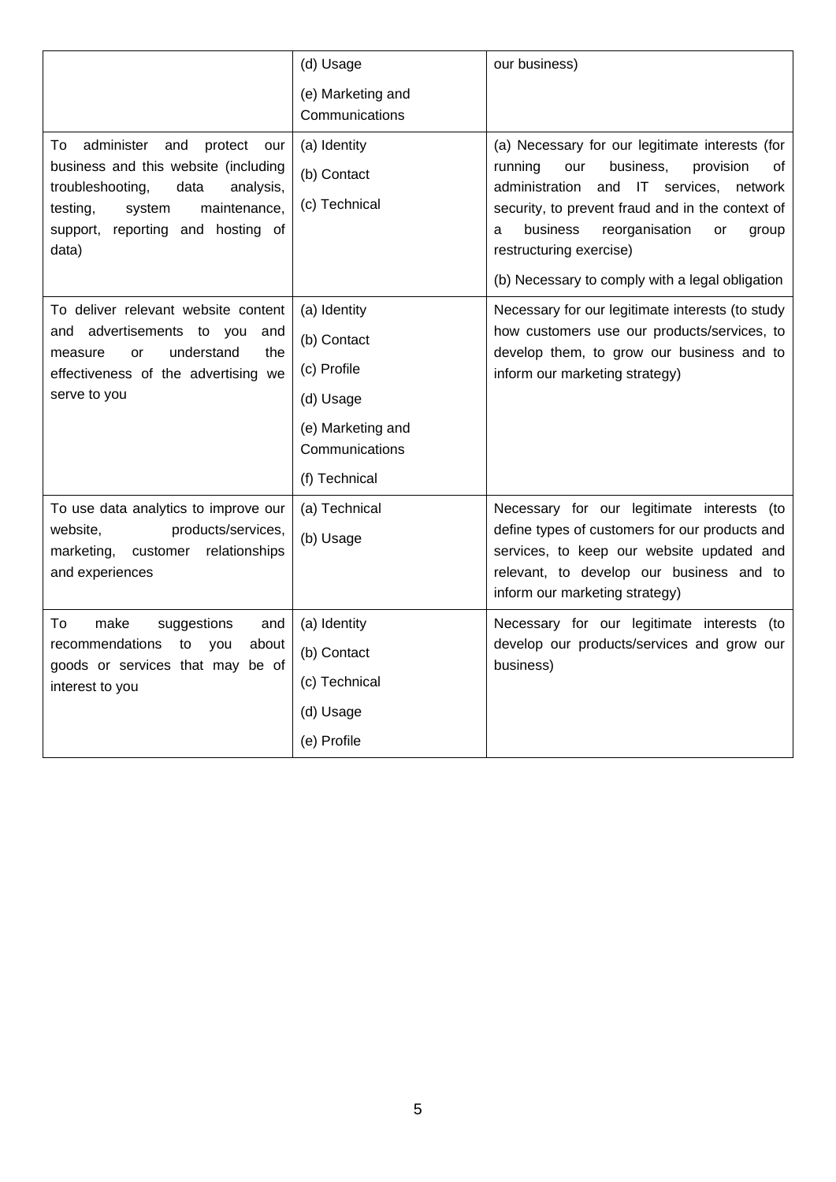| | | |
|---|---|---|
| | (d) Usage<br>(e) Marketing and Communications | our business) |
| To administer and protect our business and this website (including troubleshooting, data analysis, testing, system maintenance, support, reporting and hosting of data) | (a) Identity<br>(b) Contact<br>(c) Technical | (a) Necessary for our legitimate interests (for running our business, provision of administration and IT services, network security, to prevent fraud and in the context of a business reorganisation or group restructuring exercise)<br>(b) Necessary to comply with a legal obligation |
| To deliver relevant website content and advertisements to you and measure or understand the effectiveness of the advertising we serve to you | (a) Identity<br>(b) Contact<br>(c) Profile<br>(d) Usage<br>(e) Marketing and Communications<br>(f) Technical | Necessary for our legitimate interests (to study how customers use our products/services, to develop them, to grow our business and to inform our marketing strategy) |
| To use data analytics to improve our website, products/services, marketing, customer relationships and experiences | (a) Technical<br>(b) Usage | Necessary for our legitimate interests (to define types of customers for our products and services, to keep our website updated and relevant, to develop our business and to inform our marketing strategy) |
| To make suggestions and recommendations to you about goods or services that may be of interest to you | (a) Identity<br>(b) Contact<br>(c) Technical<br>(d) Usage<br>(e) Profile | Necessary for our legitimate interests (to develop our products/services and grow our business) |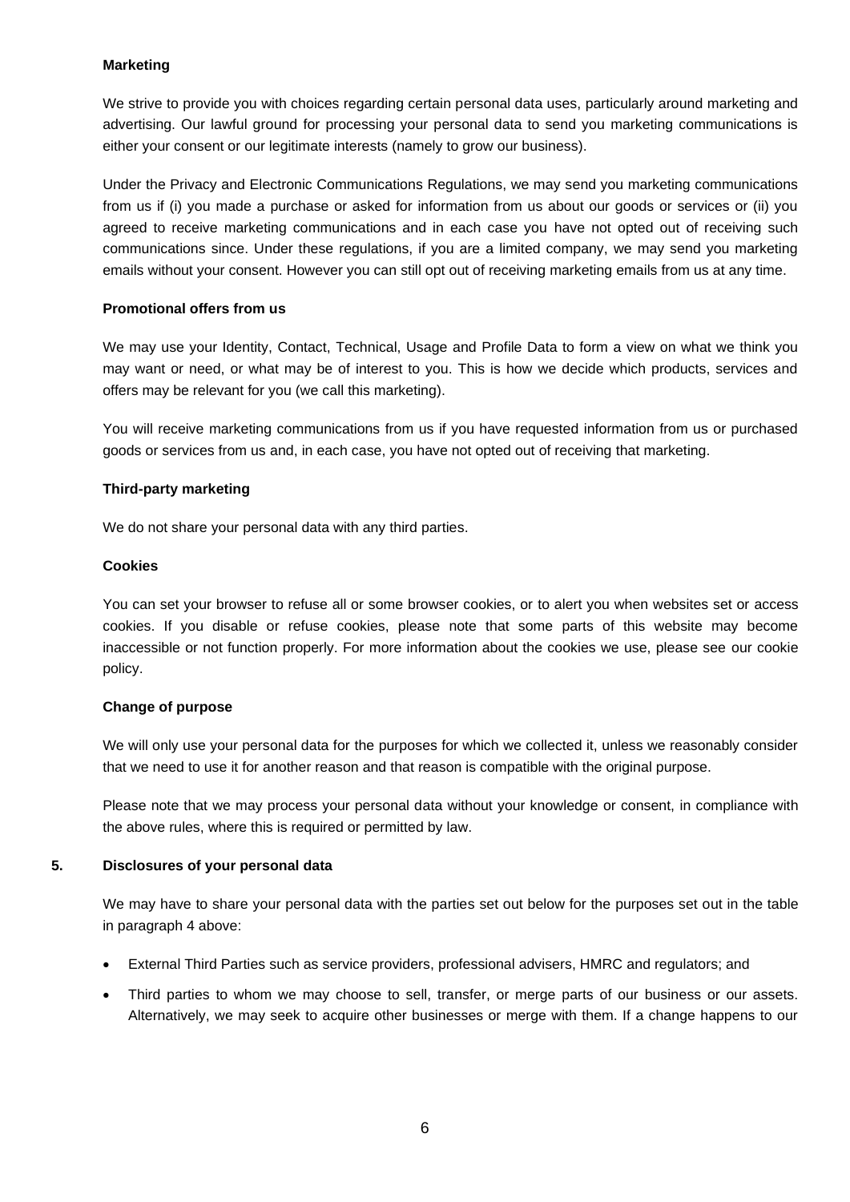**Marketing**

We strive to provide you with choices regarding certain personal data uses, particularly around marketing and advertising. Our lawful ground for processing your personal data to send you marketing communications is either your consent or our legitimate interests (namely to grow our business).

Under the Privacy and Electronic Communications Regulations, we may send you marketing communications from us if (i) you made a purchase or asked for information from us about our goods or services or (ii) you agreed to receive marketing communications and in each case you have not opted out of receiving such communications since. Under these regulations, if you are a limited company, we may send you marketing emails without your consent. However you can still opt out of receiving marketing emails from us at any time.

**Promotional offers from us**

We may use your Identity, Contact, Technical, Usage and Profile Data to form a view on what we think you may want or need, or what may be of interest to you. This is how we decide which products, services and offers may be relevant for you (we call this marketing).

You will receive marketing communications from us if you have requested information from us or purchased goods or services from us and, in each case, you have not opted out of receiving that marketing.

**Third-party marketing**

We do not share your personal data with any third parties.

**Cookies**

You can set your browser to refuse all or some browser cookies, or to alert you when websites set or access cookies. If you disable or refuse cookies, please note that some parts of this website may become inaccessible or not function properly. For more information about the cookies we use, please see our cookie policy.

**Change of purpose**

We will only use your personal data for the purposes for which we collected it, unless we reasonably consider that we need to use it for another reason and that reason is compatible with the original purpose.

Please note that we may process your personal data without your knowledge or consent, in compliance with the above rules, where this is required or permitted by law.

## 5. Disclosures of your personal data

We may have to share your personal data with the parties set out below for the purposes set out in the table in paragraph 4 above:

- External Third Parties such as service providers, professional advisers, HMRC and regulators; and
- Third parties to whom we may choose to sell, transfer, or merge parts of our business or our assets. Alternatively, we may seek to acquire other businesses or merge with them. If a change happens to our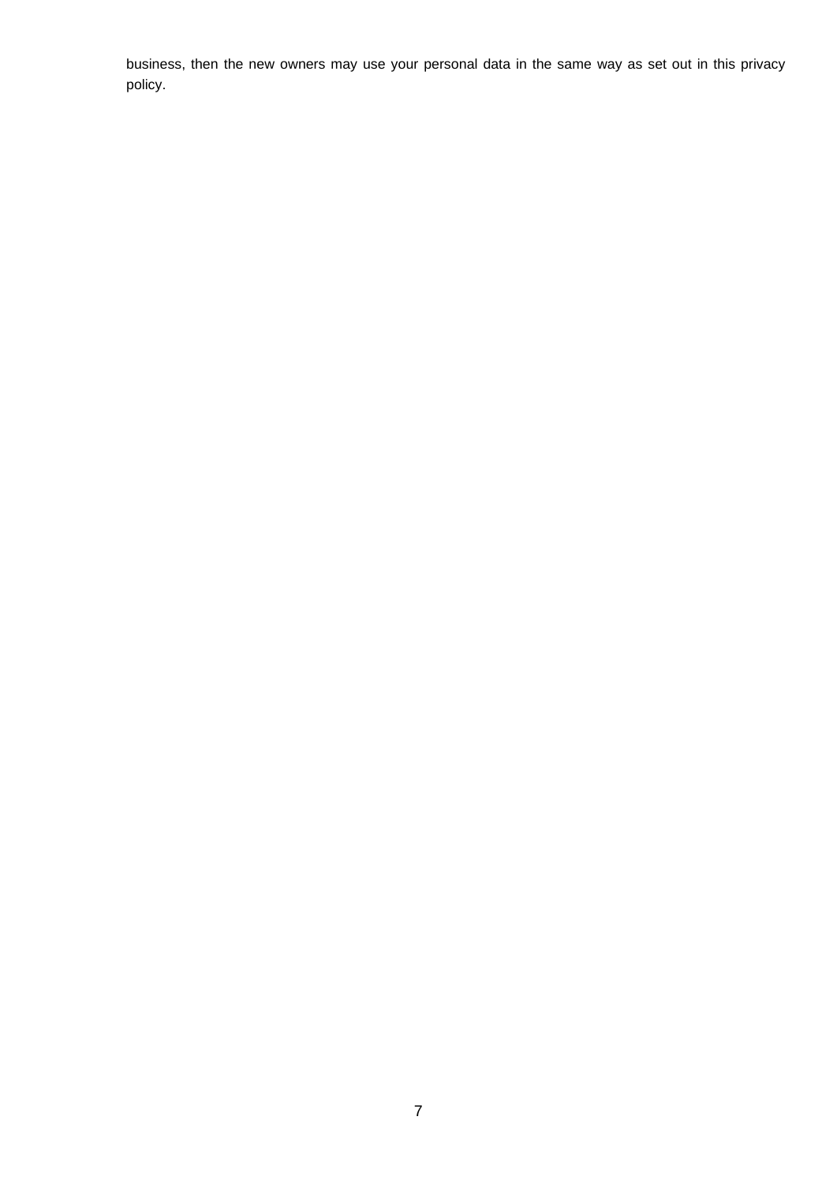business, then the new owners may use your personal data in the same way as set out in this privacy policy.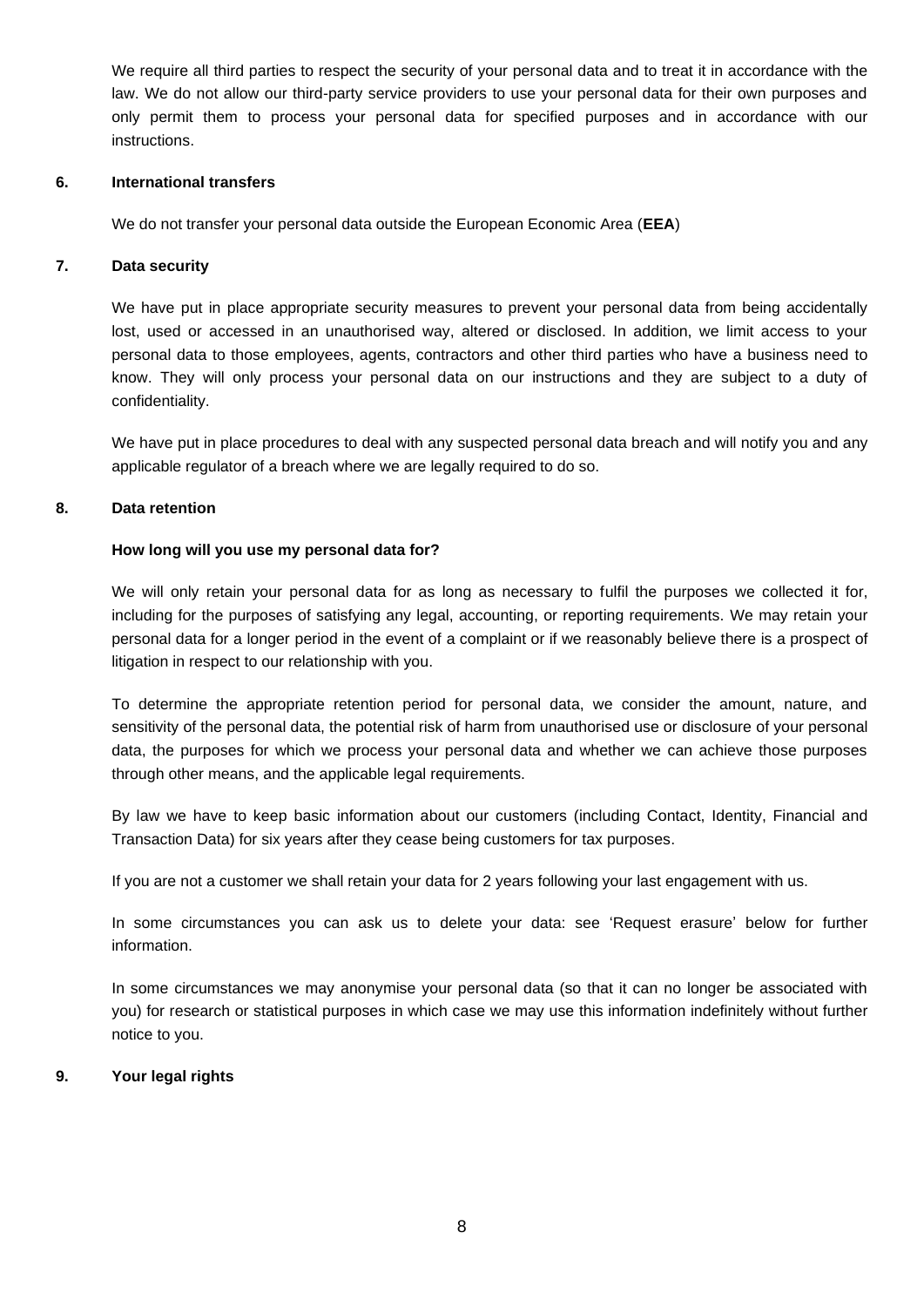We require all third parties to respect the security of your personal data and to treat it in accordance with the law. We do not allow our third-party service providers to use your personal data for their own purposes and only permit them to process your personal data for specified purposes and in accordance with our instructions.

## 6. International transfers

We do not transfer your personal data outside the European Economic Area (**EEA**)

## 7. Data security

We have put in place appropriate security measures to prevent your personal data from being accidentally lost, used or accessed in an unauthorised way, altered or disclosed. In addition, we limit access to your personal data to those employees, agents, contractors and other third parties who have a business need to know. They will only process your personal data on our instructions and they are subject to a duty of confidentiality.

We have put in place procedures to deal with any suspected personal data breach and will notify you and any applicable regulator of a breach where we are legally required to do so.

## 8. Data retention

**How long will you use my personal data for?**

We will only retain your personal data for as long as necessary to fulfil the purposes we collected it for, including for the purposes of satisfying any legal, accounting, or reporting requirements. We may retain your personal data for a longer period in the event of a complaint or if we reasonably believe there is a prospect of litigation in respect to our relationship with you.

To determine the appropriate retention period for personal data, we consider the amount, nature, and sensitivity of the personal data, the potential risk of harm from unauthorised use or disclosure of your personal data, the purposes for which we process your personal data and whether we can achieve those purposes through other means, and the applicable legal requirements.

By law we have to keep basic information about our customers (including Contact, Identity, Financial and Transaction Data) for six years after they cease being customers for tax purposes.

If you are not a customer we shall retain your data for 2 years following your last engagement with us.

In some circumstances you can ask us to delete your data: see 'Request erasure' below for further information.

In some circumstances we may anonymise your personal data (so that it can no longer be associated with you) for research or statistical purposes in which case we may use this information indefinitely without further notice to you.

## 9. Your legal rights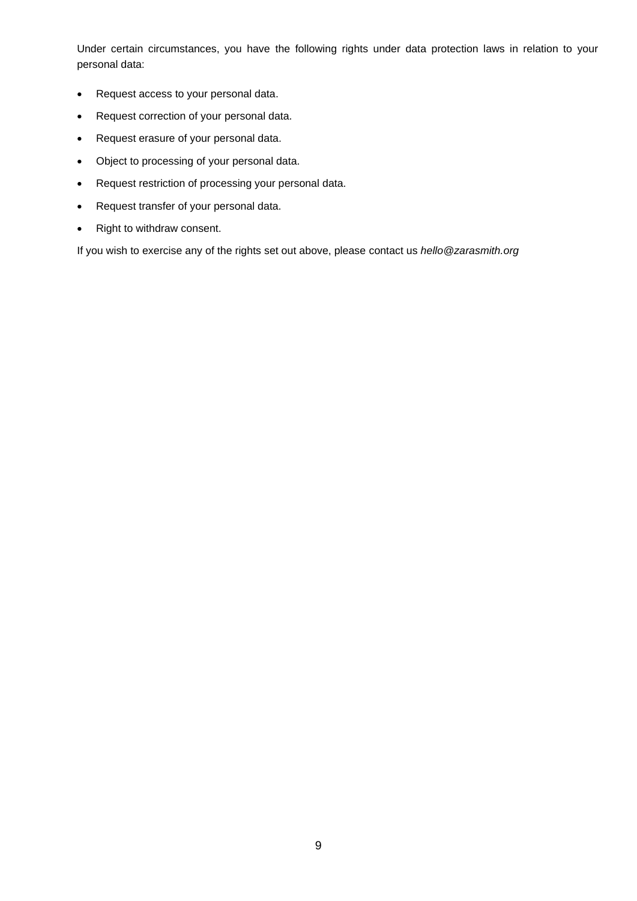Under certain circumstances, you have the following rights under data protection laws in relation to your personal data:

- Request access to your personal data.
- Request correction of your personal data.
- Request erasure of your personal data.
- Object to processing of your personal data.
- Request restriction of processing your personal data.
- Request transfer of your personal data.
- Right to withdraw consent.

If you wish to exercise any of the rights set out above, please contact us *hello@zarasmith.org*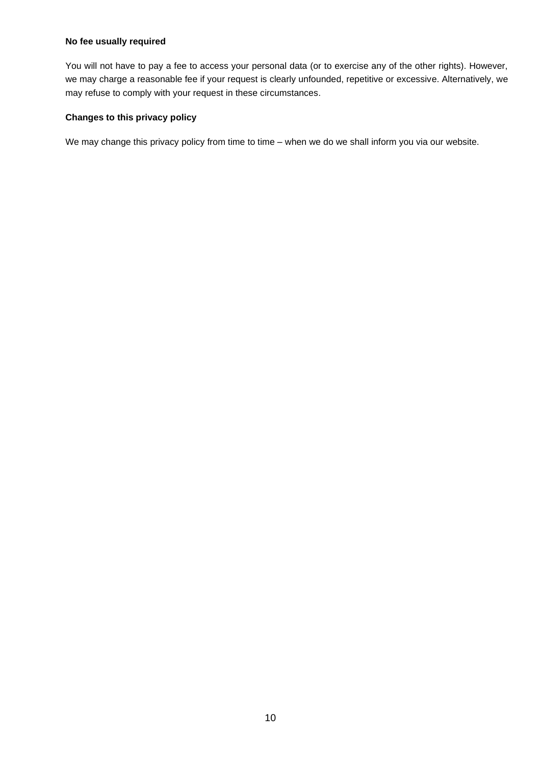**No fee usually required**

You will not have to pay a fee to access your personal data (or to exercise any of the other rights). However, we may charge a reasonable fee if your request is clearly unfounded, repetitive or excessive. Alternatively, we may refuse to comply with your request in these circumstances.

**Changes to this privacy policy**

We may change this privacy policy from time to time – when we do we shall inform you via our website.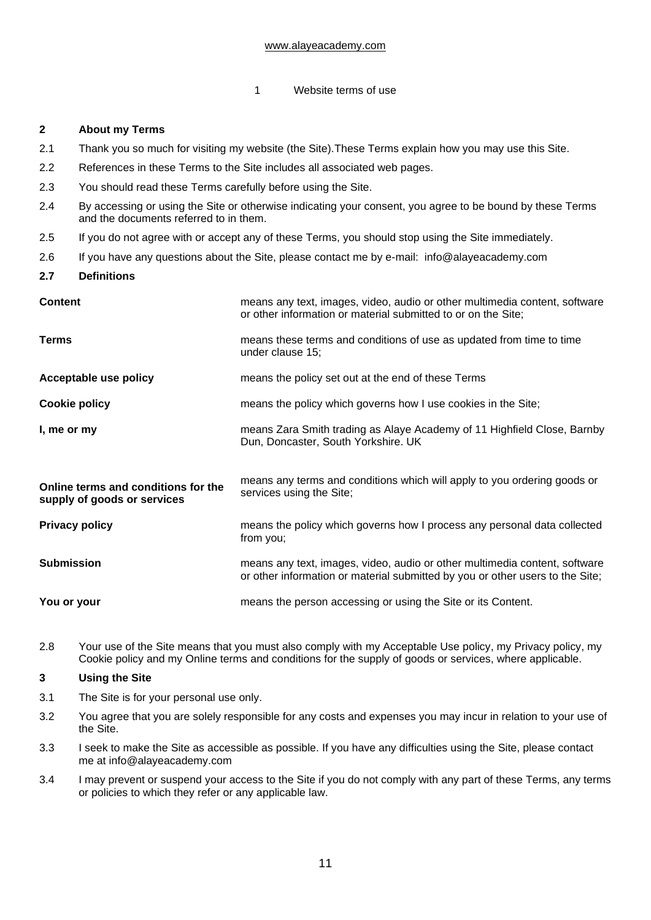www.alayeacademy.com

1 Website terms of use

## 2 About my Terms

2.1 Thank you so much for visiting my website (the Site).These Terms explain how you may use this Site.

2.2 References in these Terms to the Site includes all associated web pages.

2.3 You should read these Terms carefully before using the Site.

2.4 By accessing or using the Site or otherwise indicating your consent, you agree to be bound by these Terms and the documents referred to in them.

2.5 If you do not agree with or accept any of these Terms, you should stop using the Site immediately.

2.6 If you have any questions about the Site, please contact me by e-mail: info@alayeacademy.com

**2.7 Definitions**

| | |
|---|---|
| **Content** | means any text, images, video, audio or other multimedia content, software or other information or material submitted to or on the Site; |
| **Terms** | means these terms and conditions of use as updated from time to time under clause 15; |
| **Acceptable use policy** | means the policy set out at the end of these Terms |
| **Cookie policy** | means the policy which governs how I use cookies in the Site; |
| **I, me or my** | means Zara Smith trading as Alaye Academy of 11 Highfield Close, Barnby Dun, Doncaster, South Yorkshire. UK |
| **Online terms and conditions for the supply of goods or services** | means any terms and conditions which will apply to you ordering goods or services using the Site; |
| **Privacy policy** | means the policy which governs how I process any personal data collected from you; |
| **Submission** | means any text, images, video, audio or other multimedia content, software or other information or material submitted by you or other users to the Site; |
| **You or your** | means the person accessing or using the Site or its Content. |

2.8 Your use of the Site means that you must also comply with my Acceptable Use policy, my Privacy policy, my Cookie policy and my Online terms and conditions for the supply of goods or services, where applicable.

## 3 Using the Site

3.1 The Site is for your personal use only.

3.2 You agree that you are solely responsible for any costs and expenses you may incur in relation to your use of the Site.

3.3 I seek to make the Site as accessible as possible. If you have any difficulties using the Site, please contact me at info@alayeacademy.com

3.4 I may prevent or suspend your access to the Site if you do not comply with any part of these Terms, any terms or policies to which they refer or any applicable law.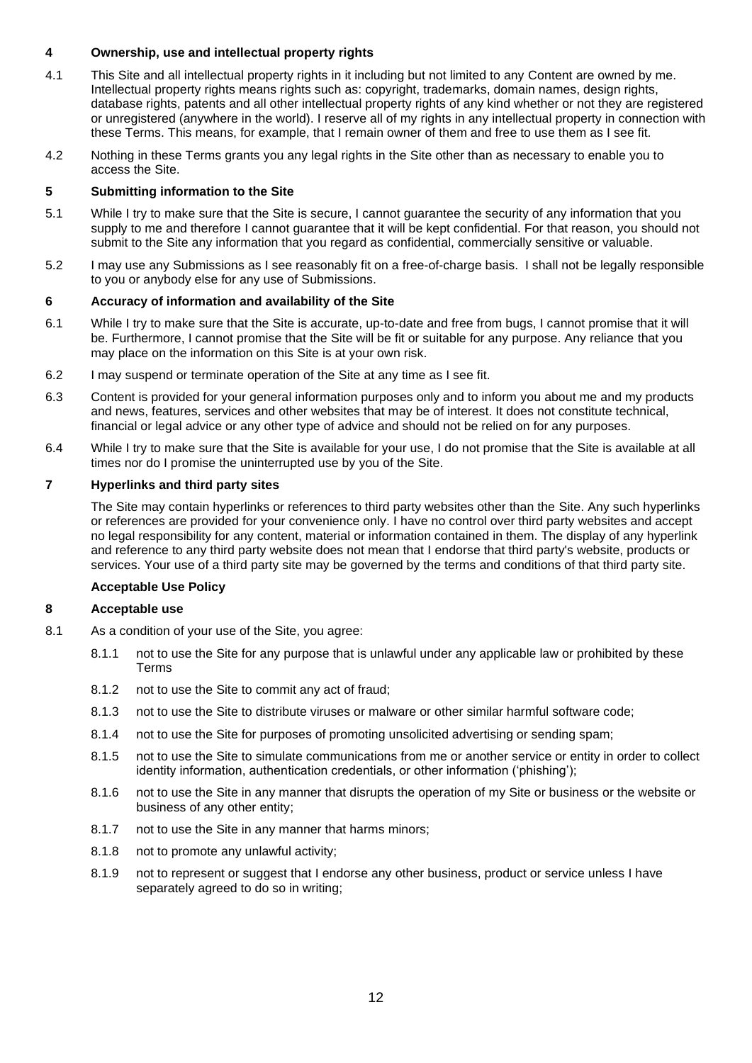## 4 Ownership, use and intellectual property rights

4.1 This Site and all intellectual property rights in it including but not limited to any Content are owned by me. Intellectual property rights means rights such as: copyright, trademarks, domain names, design rights, database rights, patents and all other intellectual property rights of any kind whether or not they are registered or unregistered (anywhere in the world). I reserve all of my rights in any intellectual property in connection with these Terms. This means, for example, that I remain owner of them and free to use them as I see fit.

4.2 Nothing in these Terms grants you any legal rights in the Site other than as necessary to enable you to access the Site.

## 5 Submitting information to the Site

5.1 While I try to make sure that the Site is secure, I cannot guarantee the security of any information that you supply to me and therefore I cannot guarantee that it will be kept confidential. For that reason, you should not submit to the Site any information that you regard as confidential, commercially sensitive or valuable.

5.2 I may use any Submissions as I see reasonably fit on a free-of-charge basis. I shall not be legally responsible to you or anybody else for any use of Submissions.

## 6 Accuracy of information and availability of the Site

6.1 While I try to make sure that the Site is accurate, up-to-date and free from bugs, I cannot promise that it will be. Furthermore, I cannot promise that the Site will be fit or suitable for any purpose. Any reliance that you may place on the information on this Site is at your own risk.

6.2 I may suspend or terminate operation of the Site at any time as I see fit.

6.3 Content is provided for your general information purposes only and to inform you about me and my products and news, features, services and other websites that may be of interest. It does not constitute technical, financial or legal advice or any other type of advice and should not be relied on for any purposes.

6.4 While I try to make sure that the Site is available for your use, I do not promise that the Site is available at all times nor do I promise the uninterrupted use by you of the Site.

## 7 Hyperlinks and third party sites

The Site may contain hyperlinks or references to third party websites other than the Site. Any such hyperlinks or references are provided for your convenience only. I have no control over third party websites and accept no legal responsibility for any content, material or information contained in them. The display of any hyperlink and reference to any third party website does not mean that I endorse that third party's website, products or services. Your use of a third party site may be governed by the terms and conditions of that third party site.

**Acceptable Use Policy**

## 8 Acceptable use

8.1 As a condition of your use of the Site, you agree:

8.1.1 not to use the Site for any purpose that is unlawful under any applicable law or prohibited by these Terms

8.1.2 not to use the Site to commit any act of fraud;

8.1.3 not to use the Site to distribute viruses or malware or other similar harmful software code;

8.1.4 not to use the Site for purposes of promoting unsolicited advertising or sending spam;

8.1.5 not to use the Site to simulate communications from me or another service or entity in order to collect identity information, authentication credentials, or other information ('phishing');

8.1.6 not to use the Site in any manner that disrupts the operation of my Site or business or the website or business of any other entity;

8.1.7 not to use the Site in any manner that harms minors;

8.1.8 not to promote any unlawful activity;

8.1.9 not to represent or suggest that I endorse any other business, product or service unless I have separately agreed to do so in writing;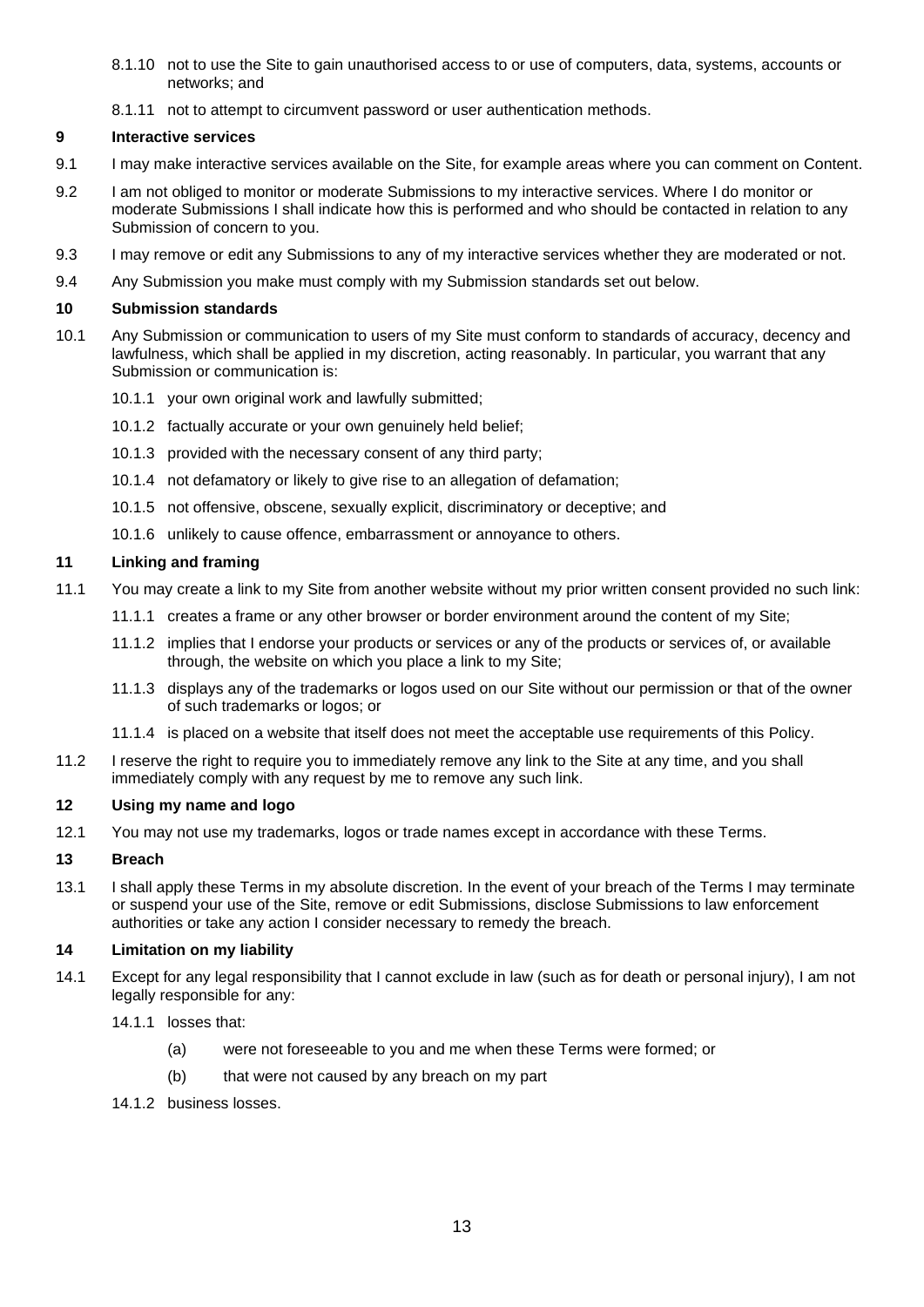8.1.10 not to use the Site to gain unauthorised access to or use of computers, data, systems, accounts or networks; and

8.1.11 not to attempt to circumvent password or user authentication methods.

## 9 Interactive services

9.1 I may make interactive services available on the Site, for example areas where you can comment on Content.

9.2 I am not obliged to monitor or moderate Submissions to my interactive services. Where I do monitor or moderate Submissions I shall indicate how this is performed and who should be contacted in relation to any Submission of concern to you.

9.3 I may remove or edit any Submissions to any of my interactive services whether they are moderated or not.

9.4 Any Submission you make must comply with my Submission standards set out below.

## 10 Submission standards

10.1 Any Submission or communication to users of my Site must conform to standards of accuracy, decency and lawfulness, which shall be applied in my discretion, acting reasonably. In particular, you warrant that any Submission or communication is:

10.1.1 your own original work and lawfully submitted;

10.1.2 factually accurate or your own genuinely held belief;

10.1.3 provided with the necessary consent of any third party;

10.1.4 not defamatory or likely to give rise to an allegation of defamation;

10.1.5 not offensive, obscene, sexually explicit, discriminatory or deceptive; and

10.1.6 unlikely to cause offence, embarrassment or annoyance to others.

## 11 Linking and framing

11.1 You may create a link to my Site from another website without my prior written consent provided no such link:

11.1.1 creates a frame or any other browser or border environment around the content of my Site;

11.1.2 implies that I endorse your products or services or any of the products or services of, or available through, the website on which you place a link to my Site;

11.1.3 displays any of the trademarks or logos used on our Site without our permission or that of the owner of such trademarks or logos; or

11.1.4 is placed on a website that itself does not meet the acceptable use requirements of this Policy.

11.2 I reserve the right to require you to immediately remove any link to the Site at any time, and you shall immediately comply with any request by me to remove any such link.

## 12 Using my name and logo

12.1 You may not use my trademarks, logos or trade names except in accordance with these Terms.

## 13 Breach

13.1 I shall apply these Terms in my absolute discretion. In the event of your breach of the Terms I may terminate or suspend your use of the Site, remove or edit Submissions, disclose Submissions to law enforcement authorities or take any action I consider necessary to remedy the breach.

## 14 Limitation on my liability

14.1 Except for any legal responsibility that I cannot exclude in law (such as for death or personal injury), I am not legally responsible for any:

14.1.1 losses that:

(a) were not foreseeable to you and me when these Terms were formed; or

(b) that were not caused by any breach on my part

14.1.2 business losses.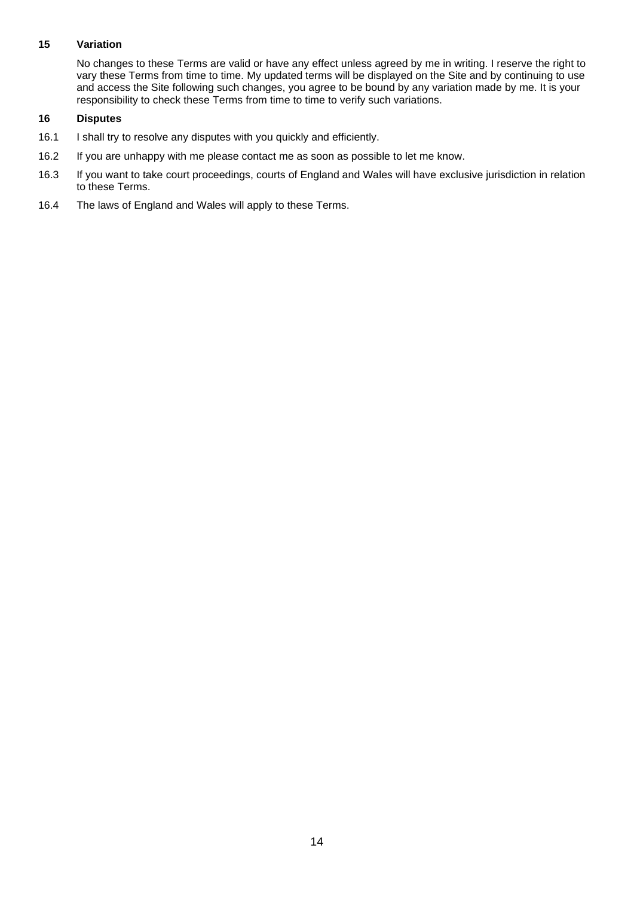## 15 Variation

No changes to these Terms are valid or have any effect unless agreed by me in writing. I reserve the right to vary these Terms from time to time. My updated terms will be displayed on the Site and by continuing to use and access the Site following such changes, you agree to be bound by any variation made by me. It is your responsibility to check these Terms from time to time to verify such variations.

## 16 Disputes

16.1 I shall try to resolve any disputes with you quickly and efficiently.

16.2 If you are unhappy with me please contact me as soon as possible to let me know.

16.3 If you want to take court proceedings, courts of England and Wales will have exclusive jurisdiction in relation to these Terms.

16.4 The laws of England and Wales will apply to these Terms.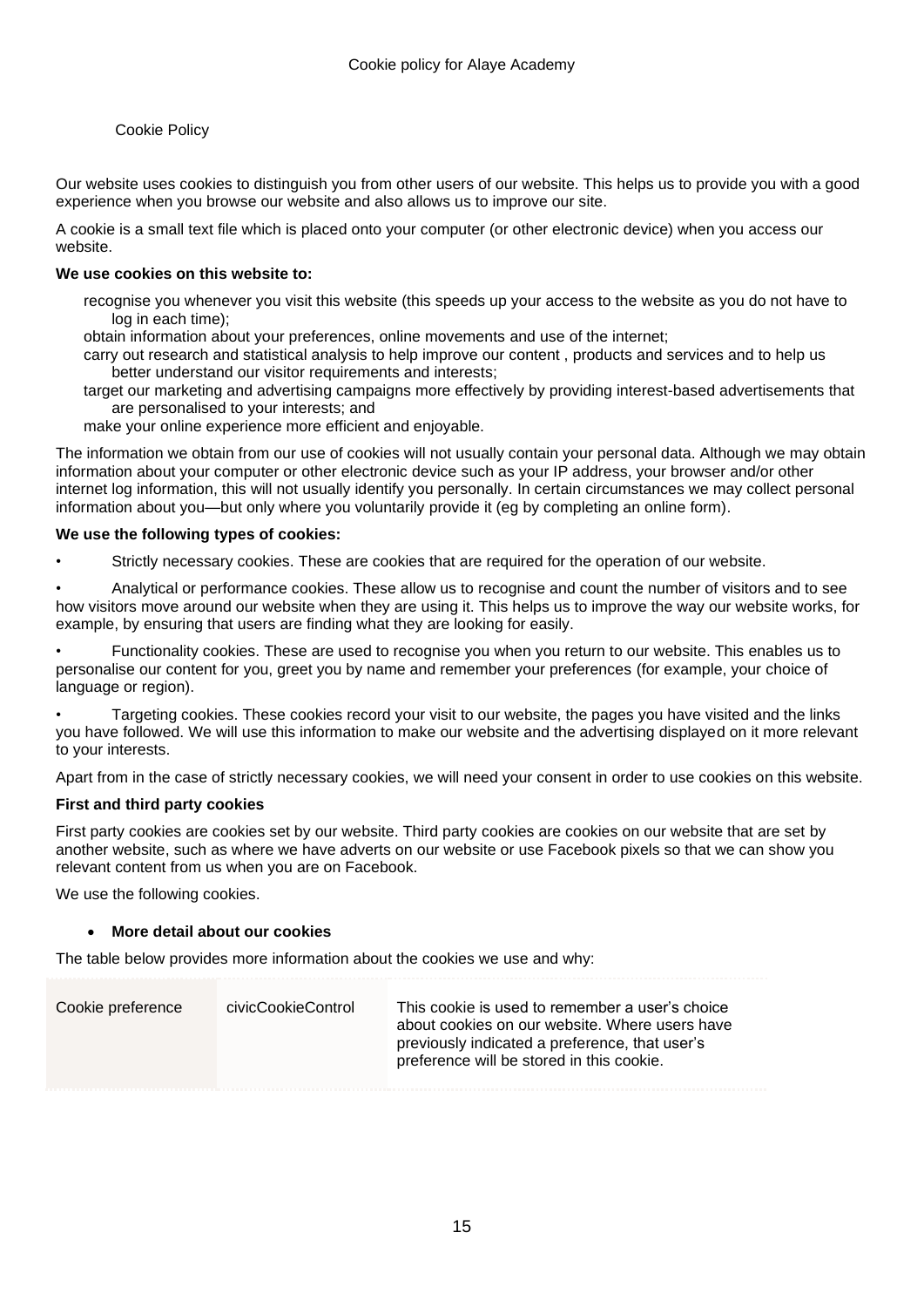Cookie Policy

Our website uses cookies to distinguish you from other users of our website. This helps us to provide you with a good experience when you browse our website and also allows us to improve our site.

A cookie is a small text file which is placed onto your computer (or other electronic device) when you access our website.

**We use cookies on this website to:**

- recognise you whenever you visit this website (this speeds up your access to the website as you do not have to log in each time);
- obtain information about your preferences, online movements and use of the internet;
- carry out research and statistical analysis to help improve our content , products and services and to help us better understand our visitor requirements and interests;
- target our marketing and advertising campaigns more effectively by providing interest-based advertisements that are personalised to your interests; and
- make your online experience more efficient and enjoyable.

The information we obtain from our use of cookies will not usually contain your personal data. Although we may obtain information about your computer or other electronic device such as your IP address, your browser and/or other internet log information, this will not usually identify you personally. In certain circumstances we may collect personal information about you—but only where you voluntarily provide it (eg by completing an online form).

**We use the following types of cookies:**

- Strictly necessary cookies. These are cookies that are required for the operation of our website.
- Analytical or performance cookies. These allow us to recognise and count the number of visitors and to see how visitors move around our website when they are using it. This helps us to improve the way our website works, for example, by ensuring that users are finding what they are looking for easily.
- Functionality cookies. These are used to recognise you when you return to our website. This enables us to personalise our content for you, greet you by name and remember your preferences (for example, your choice of language or region).
- Targeting cookies. These cookies record your visit to our website, the pages you have visited and the links you have followed. We will use this information to make our website and the advertising displayed on it more relevant to your interests.

Apart from in the case of strictly necessary cookies, we will need your consent in order to use cookies on this website.

**First and third party cookies**

First party cookies are cookies set by our website. Third party cookies are cookies on our website that are set by another website, such as where we have adverts on our website or use Facebook pixels so that we can show you relevant content from us when you are on Facebook.

We use the following cookies.

- **More detail about our cookies**

The table below provides more information about the cookies we use and why:

| | | |
|---|---|---|
| Cookie preference | civicCookieControl | This cookie is used to remember a user's choice about cookies on our website. Where users have previously indicated a preference, that user's preference will be stored in this cookie. |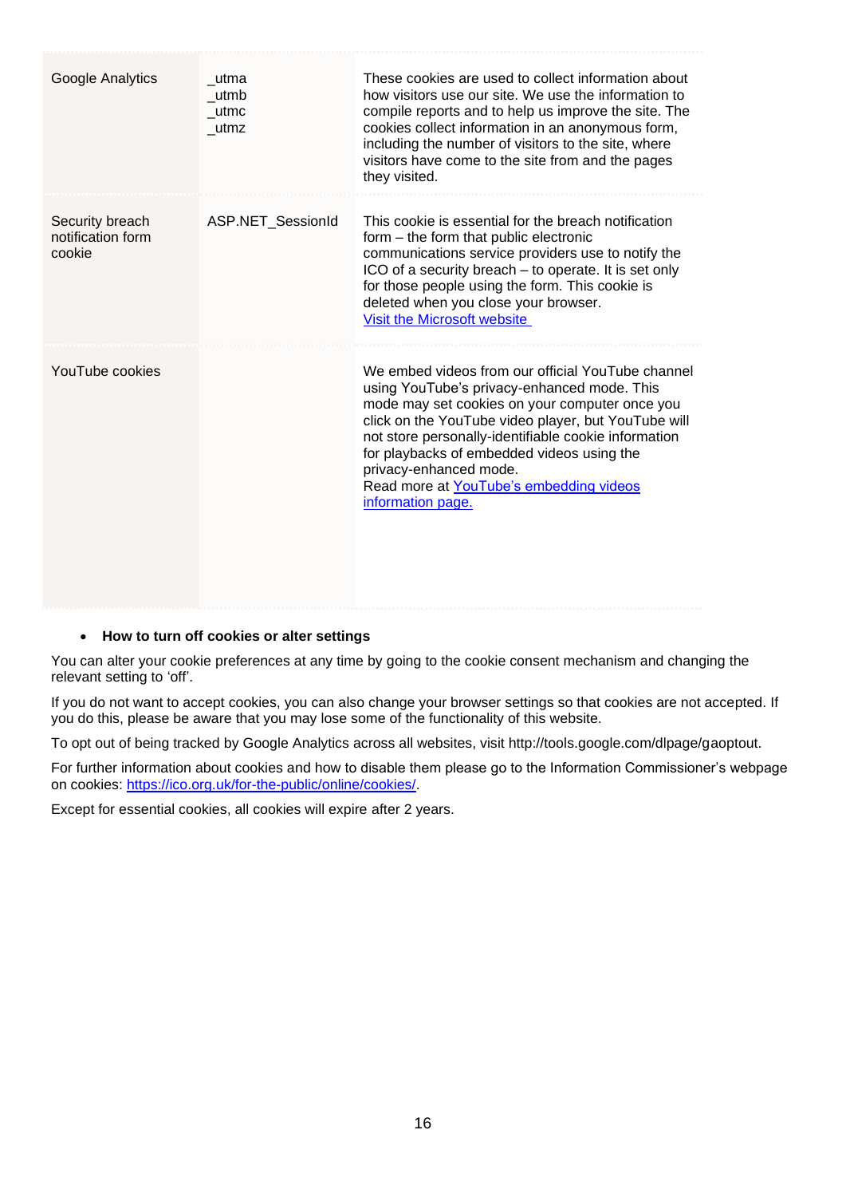| | | |
|---|---|---|
| Google Analytics | _utma<br>_utmb<br>_utmc<br>_utmz | These cookies are used to collect information about how visitors use our site. We use the information to compile reports and to help us improve the site. The cookies collect information in an anonymous form, including the number of visitors to the site, where visitors have come to the site from and the pages they visited. |
| Security breach notification form cookie | ASP.NET_SessionId | This cookie is essential for the breach notification form – the form that public electronic communications service providers use to notify the ICO of a security breach – to operate. It is set only for those people using the form. This cookie is deleted when you close your browser.<br>Visit the Microsoft website |
| YouTube cookies | | We embed videos from our official YouTube channel using YouTube's privacy-enhanced mode. This mode may set cookies on your computer once you click on the YouTube video player, but YouTube will not store personally-identifiable cookie information for playbacks of embedded videos using the privacy-enhanced mode.<br>Read more at YouTube's embedding videos information page. |

- **How to turn off cookies or alter settings**

You can alter your cookie preferences at any time by going to the cookie consent mechanism and changing the relevant setting to 'off'.

If you do not want to accept cookies, you can also change your browser settings so that cookies are not accepted. If you do this, please be aware that you may lose some of the functionality of this website.

To opt out of being tracked by Google Analytics across all websites, visit http://tools.google.com/dlpage/gaoptout.

For further information about cookies and how to disable them please go to the Information Commissioner's webpage on cookies: https://ico.org.uk/for-the-public/online/cookies/.

Except for essential cookies, all cookies will expire after 2 years.